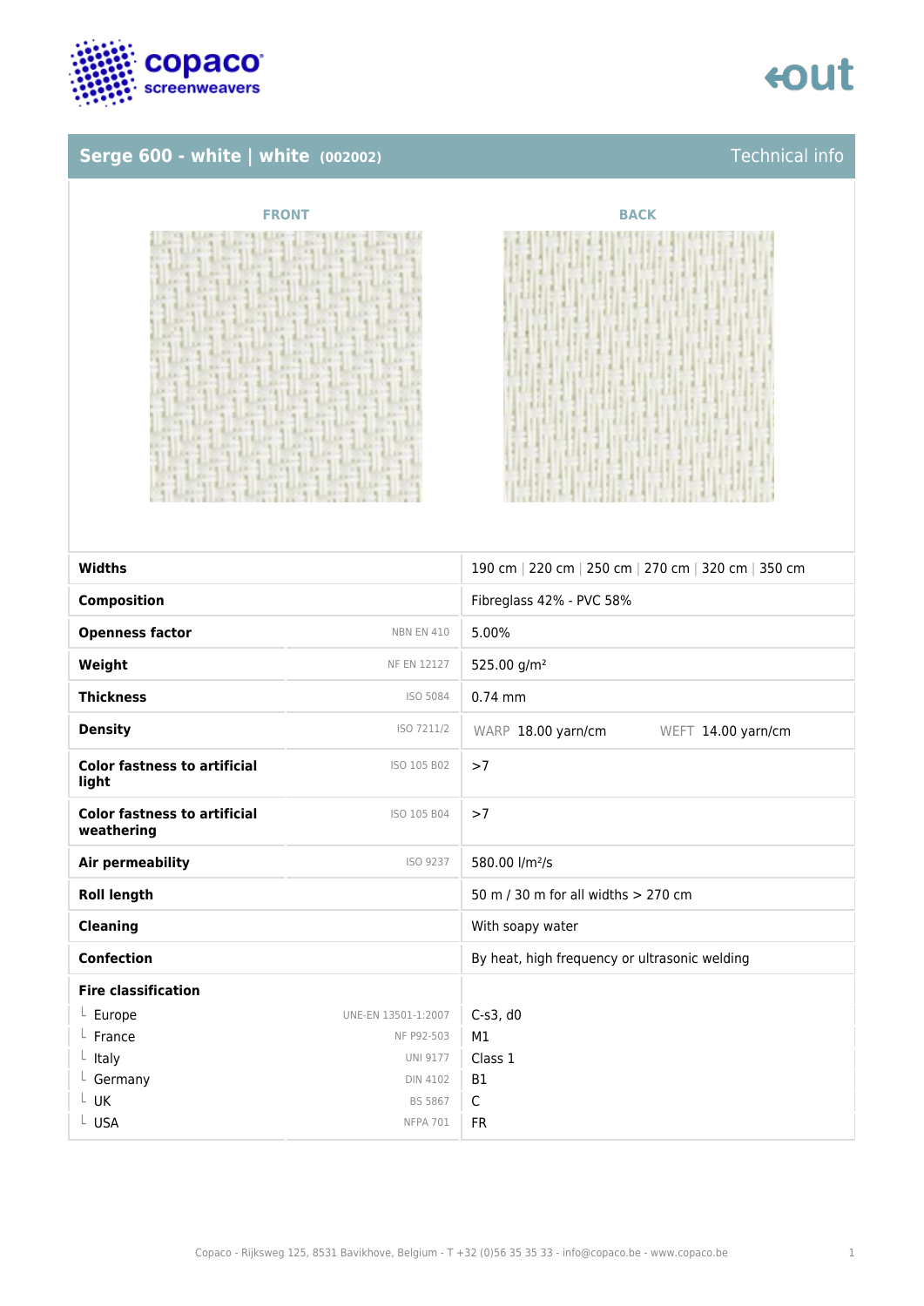## Serge 600 - white | white (002002)

Technical info

FRONT

BACK

| | | |
|---|---|---|
| **Widths** | | 190 cm \| 220 cm \| 250 cm \| 270 cm \| 320 cm \| 350 cm |
| **Composition** | | Fibreglass 42% - PVC 58% |
| **Openness factor** | NBN EN 410 | 5.00% |
| **Weight** | NF EN 12127 | 525.00 g/m² |
| **Thickness** | ISO 5084 | 0.74 mm |
| **Density** | ISO 7211/2 | WARP 18.00 yarn/cm WEFT 14.00 yarn/cm |
| **Color fastness to artificial light** | ISO 105 B02 | >7 |
| **Color fastness to artificial weathering** | ISO 105 B04 | >7 |
| **Air permeability** | ISO 9237 | 580.00 l/m²/s |
| **Roll length** | | 50 m / 30 m for all widths > 270 cm |
| **Cleaning** | | With soapy water |
| **Confection** | | By heat, high frequency or ultrasonic welding |
| **Fire classification** | | |
| └ Europe | UNE-EN 13501-1:2007 | C-s3, d0 |
| └ France | NF P92-503 | M1 |
| └ Italy | UNI 9177 | Class 1 |
| └ Germany | DIN 4102 | B1 |
| └ UK | BS 5867 | C |
| └ USA | NFPA 701 | FR |

Copaco - Rijksweg 125, 8531 Bavikhove, Belgium - T +32 (0)56 35 35 33 - info@copaco.be - www.copaco.be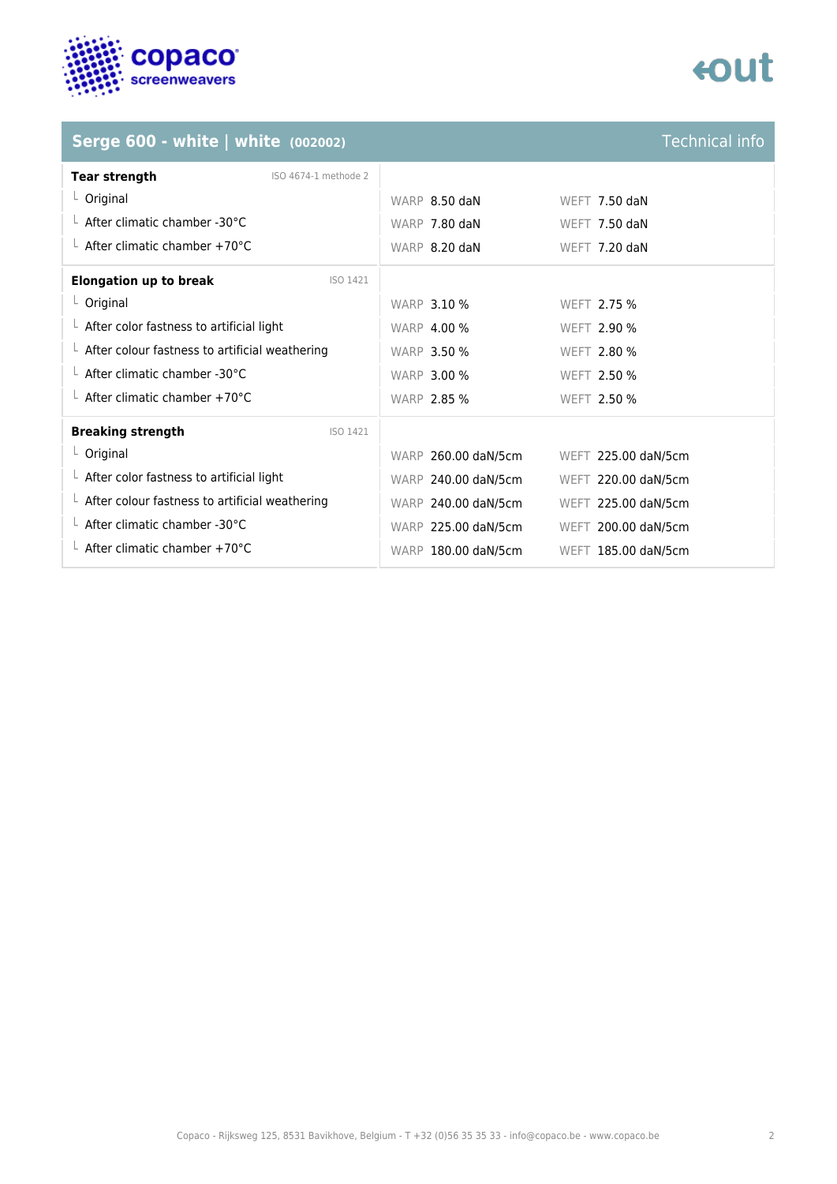## Serge 600 - white | white (002002)

Technical info

| | | |
|---|---|---|
| **Tear strength** (ISO 4674-1 methode 2) | | |
| └ Original | WARP 8.50 daN | WEFT 7.50 daN |
| └ After climatic chamber -30°C | WARP 7.80 daN | WEFT 7.50 daN |
| └ After climatic chamber +70°C | WARP 8.20 daN | WEFT 7.20 daN |
| **Elongation up to break** (ISO 1421) | | |
| └ Original | WARP 3.10 % | WEFT 2.75 % |
| └ After color fastness to artificial light | WARP 4.00 % | WEFT 2.90 % |
| └ After colour fastness to artificial weathering | WARP 3.50 % | WEFT 2.80 % |
| └ After climatic chamber -30°C | WARP 3.00 % | WEFT 2.50 % |
| └ After climatic chamber +70°C | WARP 2.85 % | WEFT 2.50 % |
| **Breaking strength** (ISO 1421) | | |
| └ Original | WARP 260.00 daN/5cm | WEFT 225.00 daN/5cm |
| └ After color fastness to artificial light | WARP 240.00 daN/5cm | WEFT 220.00 daN/5cm |
| └ After colour fastness to artificial weathering | WARP 240.00 daN/5cm | WEFT 225.00 daN/5cm |
| └ After climatic chamber -30°C | WARP 225.00 daN/5cm | WEFT 200.00 daN/5cm |
| └ After climatic chamber +70°C | WARP 180.00 daN/5cm | WEFT 185.00 daN/5cm |

Copaco - Rijksweg 125, 8531 Bavikhove, Belgium - T +32 (0)56 35 35 33 - info@copaco.be - www.copaco.be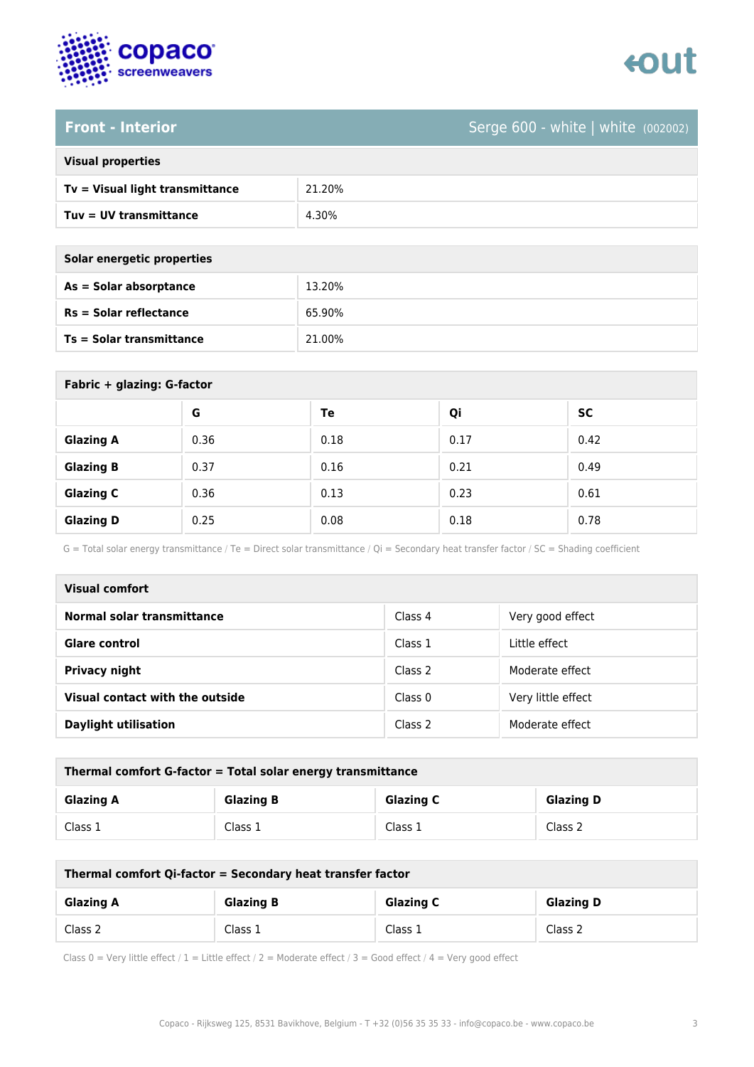## Front - Interior

Serge 600 - white | white (002002)

| Visual properties | |
|---|---|
| **Tv = Visual light transmittance** | 21.20% |
| **Tuv = UV transmittance** | 4.30% |

| Solar energetic properties | |
|---|---|
| **As = Solar absorptance** | 13.20% |
| **Rs = Solar reflectance** | 65.90% |
| **Ts = Solar transmittance** | 21.00% |

**Fabric + glazing: G-factor**

| | G | Te | Qi | SC |
|---|---|---|---|---|
| **Glazing A** | 0.36 | 0.18 | 0.17 | 0.42 |
| **Glazing B** | 0.37 | 0.16 | 0.21 | 0.49 |
| **Glazing C** | 0.36 | 0.13 | 0.23 | 0.61 |
| **Glazing D** | 0.25 | 0.08 | 0.18 | 0.78 |

G = Total solar energy transmittance / Te = Direct solar transmittance / Qi = Secondary heat transfer factor / SC = Shading coefficient

| Visual comfort | | |
|---|---|---|
| **Normal solar transmittance** | Class 4 | Very good effect |
| **Glare control** | Class 1 | Little effect |
| **Privacy night** | Class 2 | Moderate effect |
| **Visual contact with the outside** | Class 0 | Very little effect |
| **Daylight utilisation** | Class 2 | Moderate effect |

**Thermal comfort G-factor = Total solar energy transmittance**

| Glazing A | Glazing B | Glazing C | Glazing D |
|---|---|---|---|
| Class 1 | Class 1 | Class 1 | Class 2 |

**Thermal comfort Qi-factor = Secondary heat transfer factor**

| Glazing A | Glazing B | Glazing C | Glazing D |
|---|---|---|---|
| Class 2 | Class 1 | Class 1 | Class 2 |

Class 0 = Very little effect / 1 = Little effect / 2 = Moderate effect / 3 = Good effect / 4 = Very good effect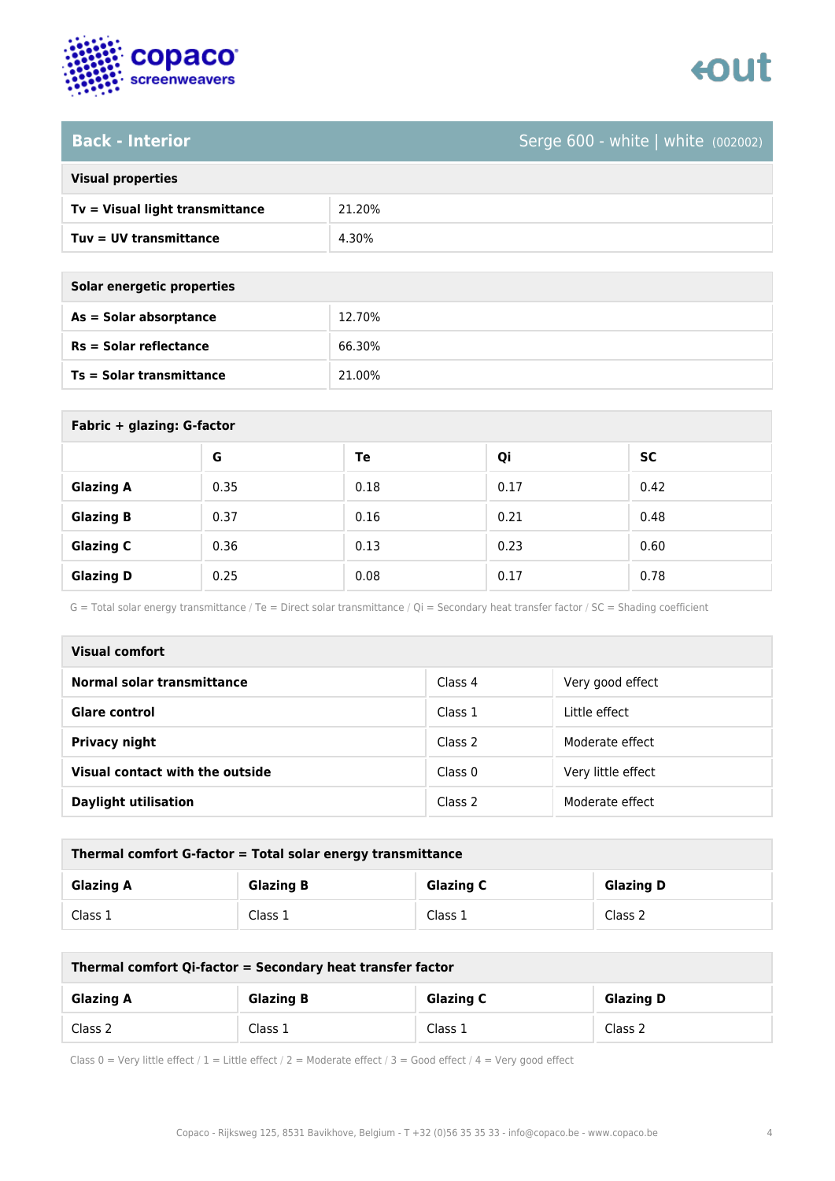## Back - Interior

Serge 600 - white | white (002002)

| Visual properties | |
|---|---|
| **Tv = Visual light transmittance** | 21.20% |
| **Tuv = UV transmittance** | 4.30% |

| Solar energetic properties | |
|---|---|
| **As = Solar absorptance** | 12.70% |
| **Rs = Solar reflectance** | 66.30% |
| **Ts = Solar transmittance** | 21.00% |

**Fabric + glazing: G-factor**

| | G | Te | Qi | SC |
|---|---|---|---|---|
| **Glazing A** | 0.35 | 0.18 | 0.17 | 0.42 |
| **Glazing B** | 0.37 | 0.16 | 0.21 | 0.48 |
| **Glazing C** | 0.36 | 0.13 | 0.23 | 0.60 |
| **Glazing D** | 0.25 | 0.08 | 0.17 | 0.78 |

G = Total solar energy transmittance / Te = Direct solar transmittance / Qi = Secondary heat transfer factor / SC = Shading coefficient

| Visual comfort | | |
|---|---|---|
| **Normal solar transmittance** | Class 4 | Very good effect |
| **Glare control** | Class 1 | Little effect |
| **Privacy night** | Class 2 | Moderate effect |
| **Visual contact with the outside** | Class 0 | Very little effect |
| **Daylight utilisation** | Class 2 | Moderate effect |

**Thermal comfort G-factor = Total solar energy transmittance**

| Glazing A | Glazing B | Glazing C | Glazing D |
|---|---|---|---|
| Class 1 | Class 1 | Class 1 | Class 2 |

**Thermal comfort Qi-factor = Secondary heat transfer factor**

| Glazing A | Glazing B | Glazing C | Glazing D |
|---|---|---|---|
| Class 2 | Class 1 | Class 1 | Class 2 |

Class 0 = Very little effect / 1 = Little effect / 2 = Moderate effect / 3 = Good effect / 4 = Very good effect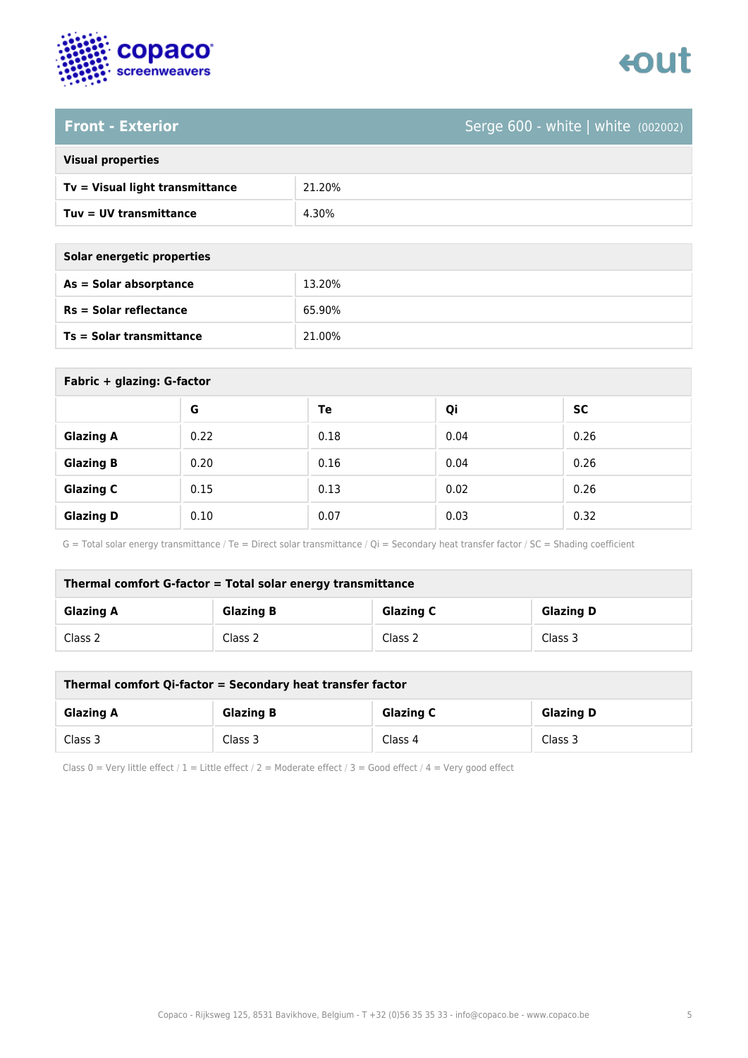## Front - Exterior

Serge 600 - white | white (002002)

| Visual properties | |
|---|---|
| **Tv = Visual light transmittance** | 21.20% |
| **Tuv = UV transmittance** | 4.30% |

| Solar energetic properties | |
|---|---|
| **As = Solar absorptance** | 13.20% |
| **Rs = Solar reflectance** | 65.90% |
| **Ts = Solar transmittance** | 21.00% |

**Fabric + glazing: G-factor**

| | G | Te | Qi | SC |
|---|---|---|---|---|
| **Glazing A** | 0.22 | 0.18 | 0.04 | 0.26 |
| **Glazing B** | 0.20 | 0.16 | 0.04 | 0.26 |
| **Glazing C** | 0.15 | 0.13 | 0.02 | 0.26 |
| **Glazing D** | 0.10 | 0.07 | 0.03 | 0.32 |

G = Total solar energy transmittance / Te = Direct solar transmittance / Qi = Secondary heat transfer factor / SC = Shading coefficient

**Thermal comfort G-factor = Total solar energy transmittance**

| Glazing A | Glazing B | Glazing C | Glazing D |
|---|---|---|---|
| Class 2 | Class 2 | Class 2 | Class 3 |

**Thermal comfort Qi-factor = Secondary heat transfer factor**

| Glazing A | Glazing B | Glazing C | Glazing D |
|---|---|---|---|
| Class 3 | Class 3 | Class 4 | Class 3 |

Class 0 = Very little effect / 1 = Little effect / 2 = Moderate effect / 3 = Good effect / 4 = Very good effect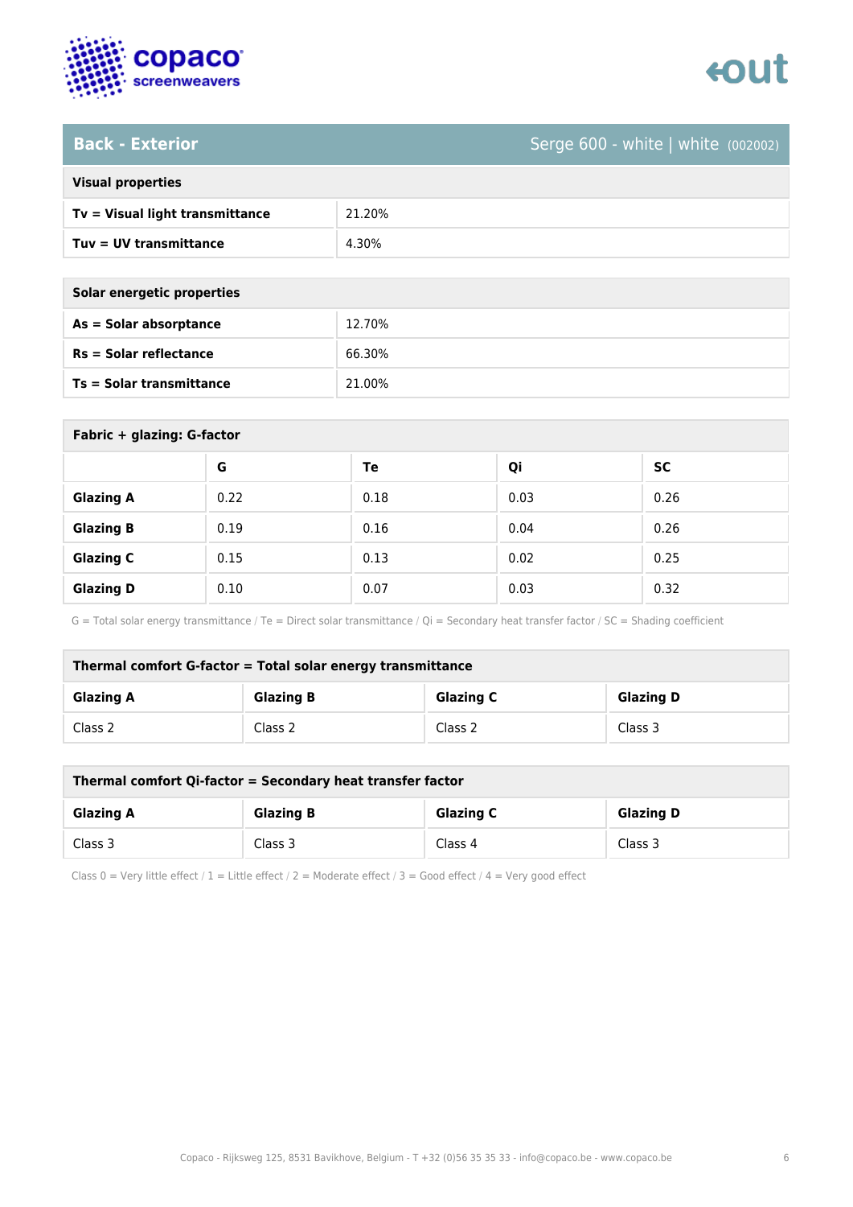## Back - Exterior

Serge 600 - white | white (002002)

| Visual properties | |
|---|---|
| **Tv = Visual light transmittance** | 21.20% |
| **Tuv = UV transmittance** | 4.30% |

| Solar energetic properties | |
|---|---|
| **As = Solar absorptance** | 12.70% |
| **Rs = Solar reflectance** | 66.30% |
| **Ts = Solar transmittance** | 21.00% |

**Fabric + glazing: G-factor**

| | G | Te | Qi | SC |
|---|---|---|---|---|
| **Glazing A** | 0.22 | 0.18 | 0.03 | 0.26 |
| **Glazing B** | 0.19 | 0.16 | 0.04 | 0.26 |
| **Glazing C** | 0.15 | 0.13 | 0.02 | 0.25 |
| **Glazing D** | 0.10 | 0.07 | 0.03 | 0.32 |

G = Total solar energy transmittance / Te = Direct solar transmittance / Qi = Secondary heat transfer factor / SC = Shading coefficient

**Thermal comfort G-factor = Total solar energy transmittance**

| Glazing A | Glazing B | Glazing C | Glazing D |
|---|---|---|---|
| Class 2 | Class 2 | Class 2 | Class 3 |

**Thermal comfort Qi-factor = Secondary heat transfer factor**

| Glazing A | Glazing B | Glazing C | Glazing D |
|---|---|---|---|
| Class 3 | Class 3 | Class 4 | Class 3 |

Class 0 = Very little effect / 1 = Little effect / 2 = Moderate effect / 3 = Good effect / 4 = Very good effect

Copaco - Rijksweg 125, 8531 Bavikhove, Belgium - T +32 (0)56 35 35 33 - info@copaco.be - www.copaco.be